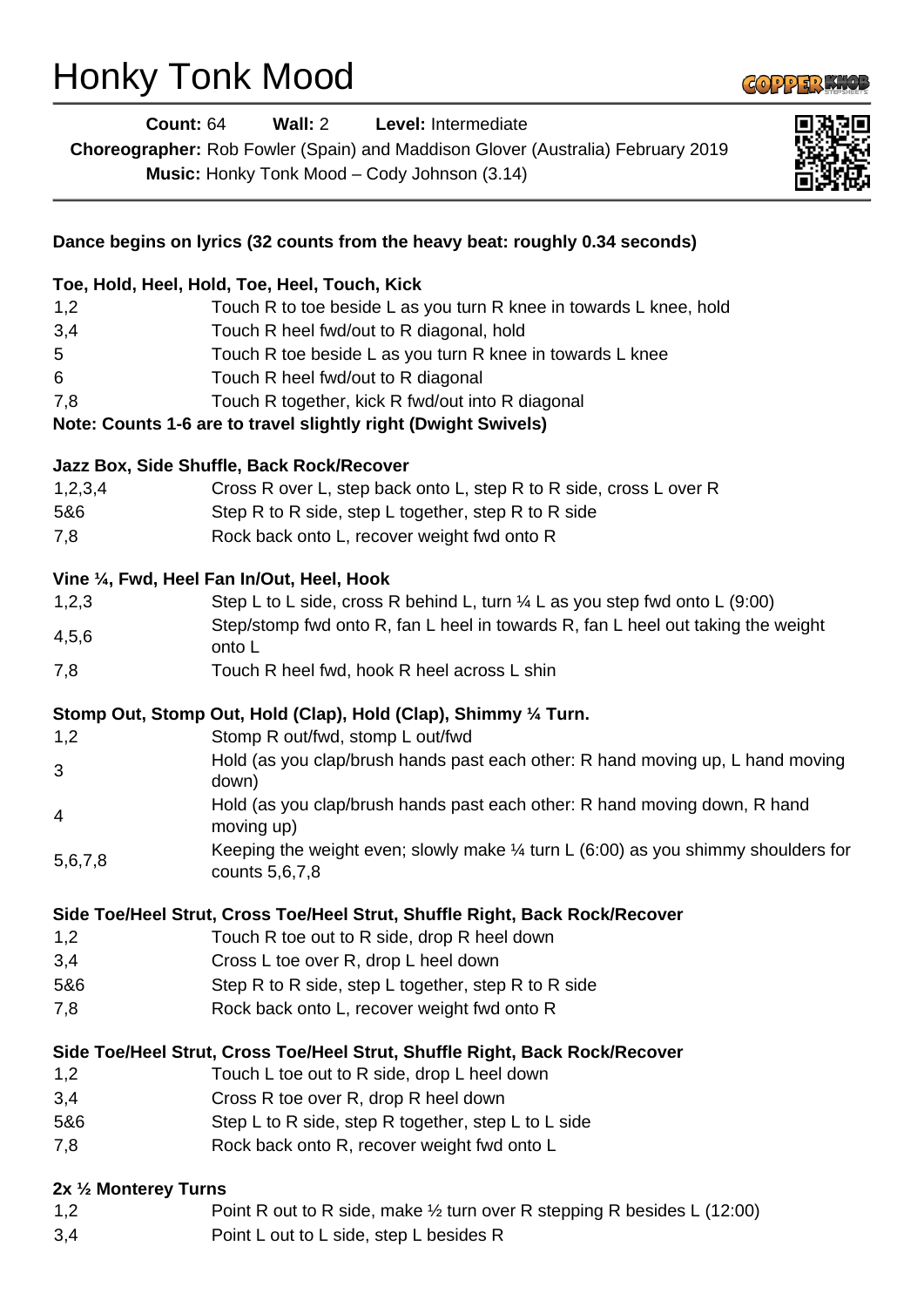# Honky Tonk Mood

**Count:** 64 **Wall:** 2 **Level:** Intermediate
**Choreographer:** Rob Fowler (Spain) and Maddison Glover (Australia) February 2019
**Music:** Honky Tonk Mood – Cody Johnson (3.14)

**Dance begins on lyrics (32 counts from the heavy beat: roughly 0.34 seconds)**

**Toe, Hold, Heel, Hold, Toe, Heel, Touch, Kick**

| | |
|---|---|
| 1,2 | Touch R to toe beside L as you turn R knee in towards L knee, hold |
| 3,4 | Touch R heel fwd/out to R diagonal, hold |
| 5 | Touch R toe beside L as you turn R knee in towards L knee |
| 6 | Touch R heel fwd/out to R diagonal |
| 7,8 | Touch R together, kick R fwd/out into R diagonal |

**Note: Counts 1-6 are to travel slightly right (Dwight Swivels)**

**Jazz Box, Side Shuffle, Back Rock/Recover**

| | |
|---|---|
| 1,2,3,4 | Cross R over L, step back onto L, step R to R side, cross L over R |
| 5&6 | Step R to R side, step L together, step R to R side |
| 7,8 | Rock back onto L, recover weight fwd onto R |

**Vine ¼, Fwd, Heel Fan In/Out, Heel, Hook**

| | |
|---|---|
| 1,2,3 | Step L to L side, cross R behind L, turn ¼ L as you step fwd onto L (9:00) |
| 4,5,6 | Step/stomp fwd onto R, fan L heel in towards R, fan L heel out taking the weight onto L |
| 7,8 | Touch R heel fwd, hook R heel across L shin |

**Stomp Out, Stomp Out, Hold (Clap), Hold (Clap), Shimmy ¼ Turn.**

| | |
|---|---|
| 1,2 | Stomp R out/fwd, stomp L out/fwd |
| 3 | Hold (as you clap/brush hands past each other: R hand moving up, L hand moving down) |
| 4 | Hold (as you clap/brush hands past each other: R hand moving down, R hand moving up) |
| 5,6,7,8 | Keeping the weight even; slowly make ¼ turn L (6:00) as you shimmy shoulders for counts 5,6,7,8 |

**Side Toe/Heel Strut, Cross Toe/Heel Strut, Shuffle Right, Back Rock/Recover**

| | |
|---|---|
| 1,2 | Touch R toe out to R side, drop R heel down |
| 3,4 | Cross L toe over R, drop L heel down |
| 5&6 | Step R to R side, step L together, step R to R side |
| 7,8 | Rock back onto L, recover weight fwd onto R |

**Side Toe/Heel Strut, Cross Toe/Heel Strut, Shuffle Right, Back Rock/Recover**

| | |
|---|---|
| 1,2 | Touch L toe out to R side, drop L heel down |
| 3,4 | Cross R toe over R, drop R heel down |
| 5&6 | Step L to R side, step R together, step L to L side |
| 7,8 | Rock back onto R, recover weight fwd onto L |

**2x ½ Monterey Turns**

| | |
|---|---|
| 1,2 | Point R out to R side, make ½ turn over R stepping R besides L (12:00) |
| 3,4 | Point L out to L side, step L besides R |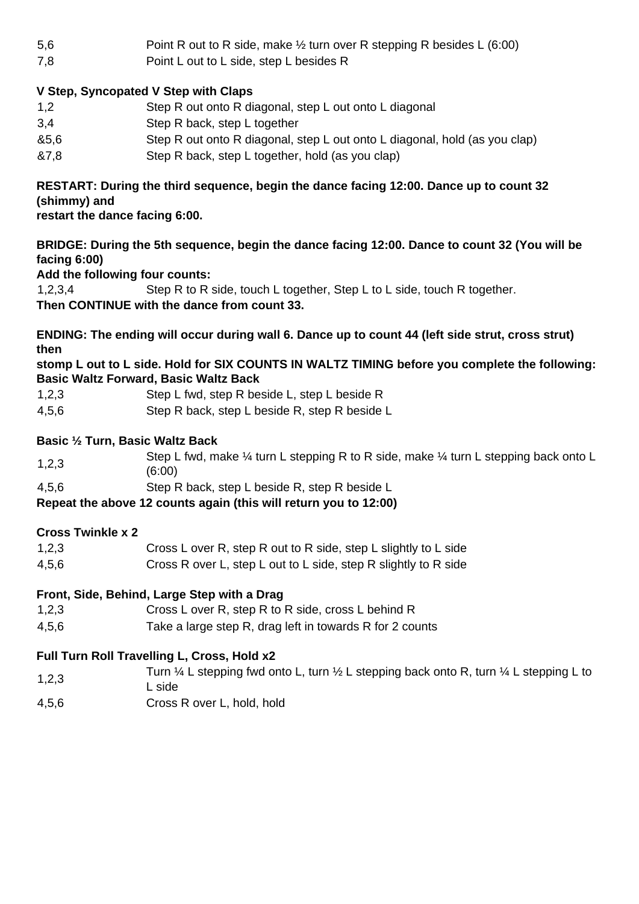5,6 Point R out to R side, make ½ turn over R stepping R besides L (6:00)
7,8 Point L out to L side, step L besides R

**V Step, Syncopated V Step with Claps**

1,2 Step R out onto R diagonal, step L out onto L diagonal
3,4 Step R back, step L together
&5,6 Step R out onto R diagonal, step L out onto L diagonal, hold (as you clap)
&7,8 Step R back, step L together, hold (as you clap)

**RESTART: During the third sequence, begin the dance facing 12:00. Dance up to count 32 (shimmy) and
restart the dance facing 6:00.**

**BRIDGE: During the 5th sequence, begin the dance facing 12:00. Dance to count 32 (You will be facing 6:00)**
**Add the following four counts:**
1,2,3,4 Step R to R side, touch L together, Step L to L side, touch R together.
**Then CONTINUE with the dance from count 33.**

**ENDING: The ending will occur during wall 6. Dance up to count 44 (left side strut, cross strut) then
stomp L out to L side. Hold for SIX COUNTS IN WALTZ TIMING before you complete the following:**
**Basic Waltz Forward, Basic Waltz Back**

1,2,3 Step L fwd, step R beside L, step L beside R
4,5,6 Step R back, step L beside R, step R beside L

**Basic ½ Turn, Basic Waltz Back**

1,2,3 Step L fwd, make ¼ turn L stepping R to R side, make ¼ turn L stepping back onto L (6:00)
4,5,6 Step R back, step L beside R, step R beside L

**Repeat the above 12 counts again (this will return you to 12:00)**

**Cross Twinkle x 2**

1,2,3 Cross L over R, step R out to R side, step L slightly to L side
4,5,6 Cross R over L, step L out to L side, step R slightly to R side

**Front, Side, Behind, Large Step with a Drag**

1,2,3 Cross L over R, step R to R side, cross L behind R
4,5,6 Take a large step R, drag left in towards R for 2 counts

**Full Turn Roll Travelling L, Cross, Hold x2**

1,2,3 Turn ¼ L stepping fwd onto L, turn ½ L stepping back onto R, turn ¼ L stepping L to L side
4,5,6 Cross R over L, hold, hold